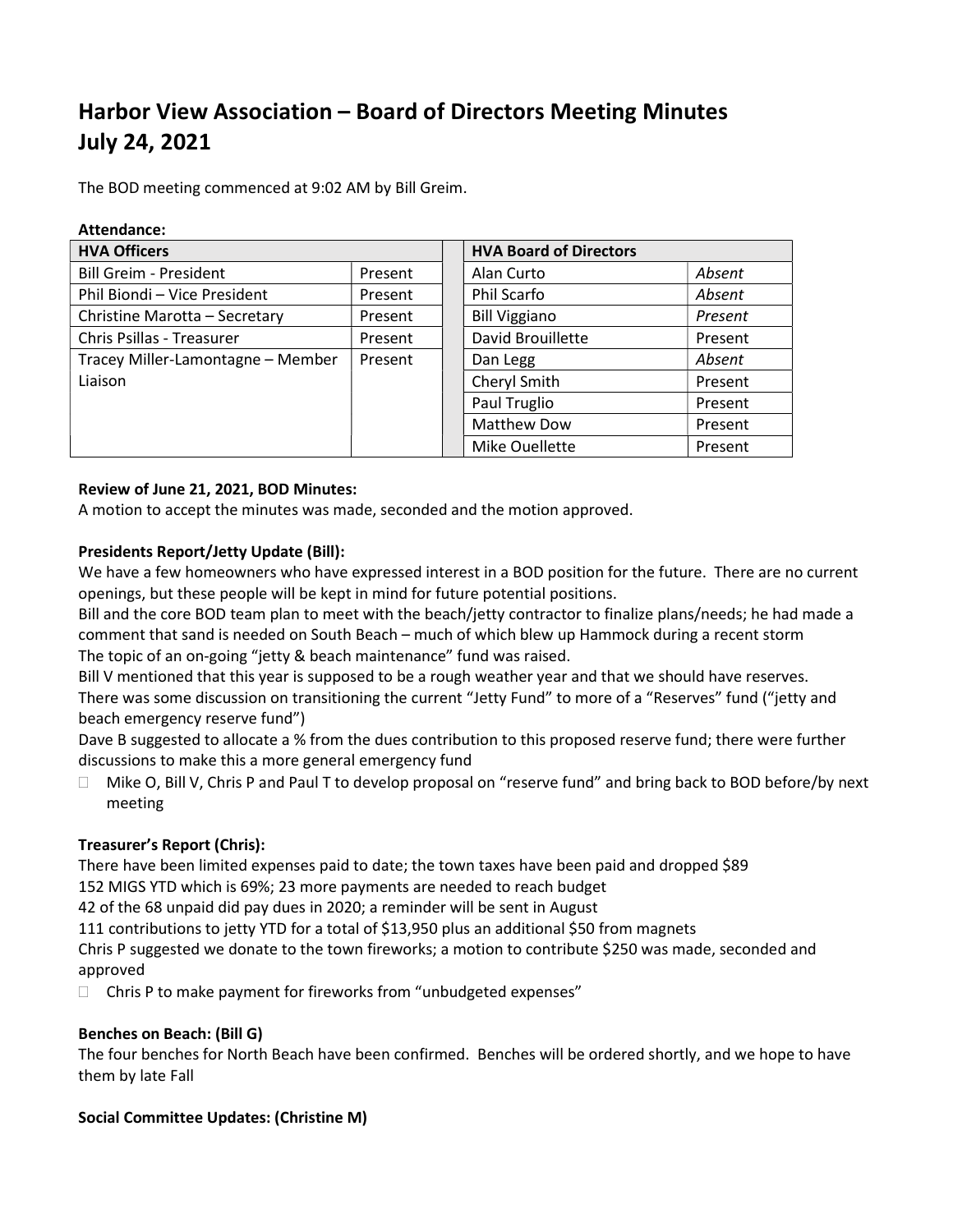# Harbor View Association – Board of Directors Meeting Minutes
# July 24, 2021

The BOD meeting commenced at 9:02 AM by Bill Greim.

**Attendance:**

| HVA Officers | | | HVA Board of Directors | |
|---|---|---|---|---|
| Bill Greim - President | Present | | Alan Curto | *Absent* |
| Phil Biondi – Vice President | Present | | Phil Scarfo | *Absent* |
| Christine Marotta – Secretary | Present | | Bill Viggiano | *Present* |
| Chris Psillas - Treasurer | Present | | David Brouillette | Present |
| Tracey Miller-Lamontagne – Member Liaison | Present | | Dan Legg | *Absent* |
| | | | Cheryl Smith | Present |
| | | | Paul Truglio | Present |
| | | | Matthew Dow | Present |
| | | | Mike Ouellette | Present |

**Review of June 21, 2021, BOD Minutes:**
A motion to accept the minutes was made, seconded and the motion approved.

**Presidents Report/Jetty Update (Bill):**
We have a few homeowners who have expressed interest in a BOD position for the future. There are no current openings, but these people will be kept in mind for future potential positions.
Bill and the core BOD team plan to meet with the beach/jetty contractor to finalize plans/needs; he had made a comment that sand is needed on South Beach – much of which blew up Hammock during a recent storm
The topic of an on-going "jetty & beach maintenance" fund was raised.
Bill V mentioned that this year is supposed to be a rough weather year and that we should have reserves.
There was some discussion on transitioning the current "Jetty Fund" to more of a "Reserves" fund ("jetty and beach emergency reserve fund")
Dave B suggested to allocate a % from the dues contribution to this proposed reserve fund; there were further discussions to make this a more general emergency fund

- Mike O, Bill V, Chris P and Paul T to develop proposal on "reserve fund" and bring back to BOD before/by next meeting

**Treasurer's Report (Chris):**
There have been limited expenses paid to date; the town taxes have been paid and dropped $89
152 MIGS YTD which is 69%; 23 more payments are needed to reach budget
42 of the 68 unpaid did pay dues in 2020; a reminder will be sent in August
111 contributions to jetty YTD for a total of $13,950 plus an additional $50 from magnets
Chris P suggested we donate to the town fireworks; a motion to contribute $250 was made, seconded and approved

- Chris P to make payment for fireworks from "unbudgeted expenses"

**Benches on Beach: (Bill G)**
The four benches for North Beach have been confirmed. Benches will be ordered shortly, and we hope to have them by late Fall

**Social Committee Updates: (Christine M)**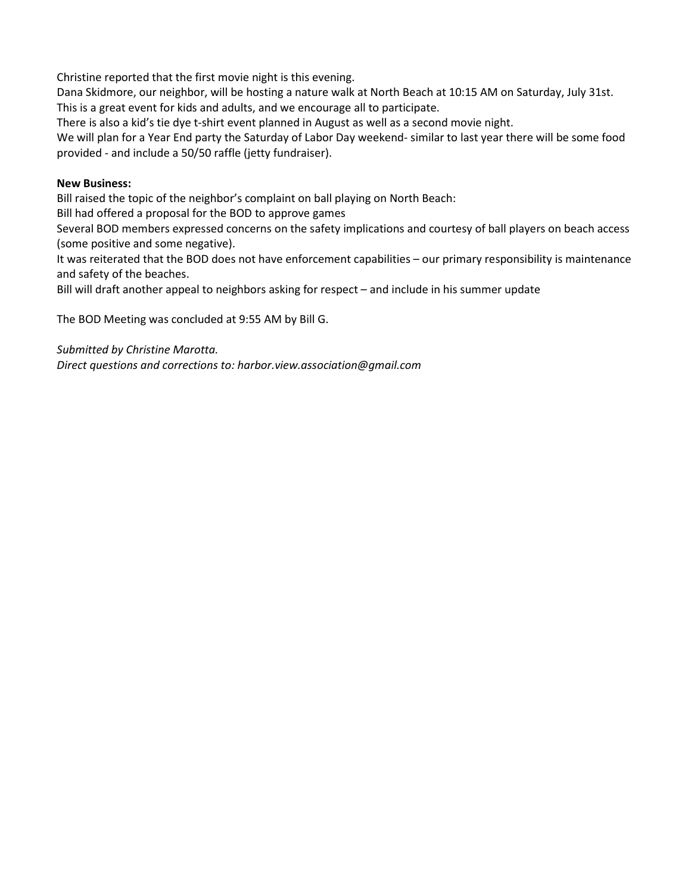Christine reported that the first movie night is this evening.
Dana Skidmore, our neighbor, will be hosting a nature walk at North Beach at 10:15 AM on Saturday, July 31st. This is a great event for kids and adults, and we encourage all to participate.
There is also a kid's tie dye t-shirt event planned in August as well as a second movie night.
We will plan for a Year End party the Saturday of Labor Day weekend- similar to last year there will be some food provided - and include a 50/50 raffle (jetty fundraiser).

**New Business:**
Bill raised the topic of the neighbor's complaint on ball playing on North Beach:
Bill had offered a proposal for the BOD to approve games
Several BOD members expressed concerns on the safety implications and courtesy of ball players on beach access (some positive and some negative).
It was reiterated that the BOD does not have enforcement capabilities – our primary responsibility is maintenance and safety of the beaches.
Bill will draft another appeal to neighbors asking for respect – and include in his summer update

The BOD Meeting was concluded at 9:55 AM by Bill G.

*Submitted by Christine Marotta.*
*Direct questions and corrections to: harbor.view.association@gmail.com*